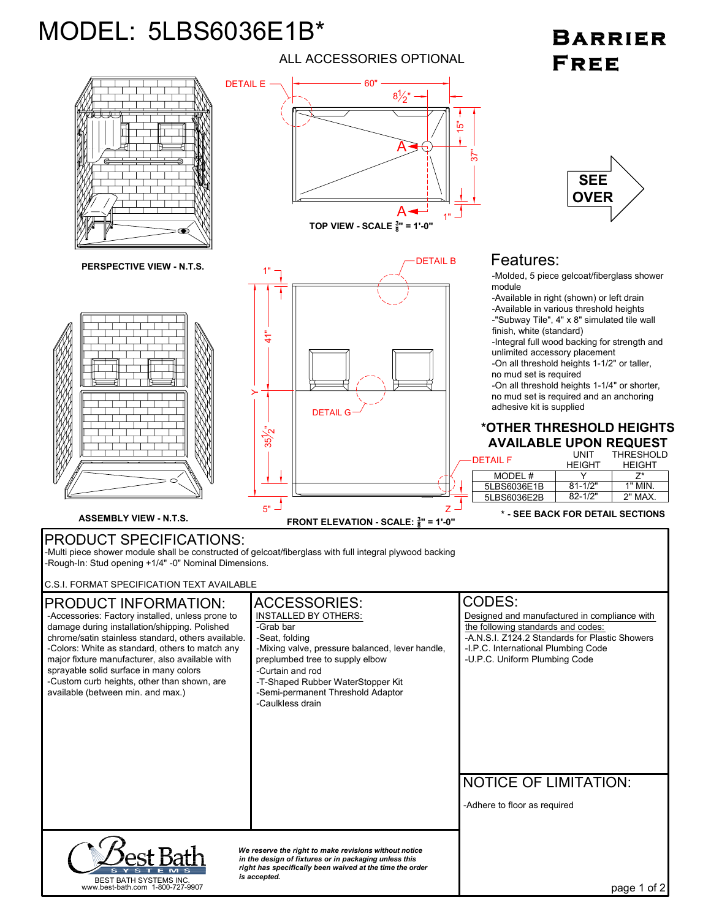# MODEL: 5LBS6036E1B*

**BARRIER FREE**

ALL ACCESSORIES OPTIONAL

DETAIL E — 60" — 8½" — 15" — 37" — A — A — 1"

**TOP VIEW - SCALE 3/8" = 1'-0"**

**PERSPECTIVE VIEW - N.T.S.**

SEE OVER

DETAIL B — 1" — 41" — Y — DETAIL G — 35½" — 5" — Z — DETAIL F

**ASSEMBLY VIEW - N.T.S.**

**FRONT ELEVATION - SCALE: 3/8" = 1'-0"**

## Features:

- Molded, 5 piece gelcoat/fiberglass shower module
- Available in right (shown) or left drain
- Available in various threshold heights
- "Subway Tile", 4" x 8" simulated tile wall finish, white (standard)
- Integral full wood backing for strength and unlimited accessory placement
- On all threshold heights 1-1/2" or taller, no mud set is required
- On all threshold heights 1-1/4" or shorter, no mud set is required and an anchoring adhesive kit is supplied

### *OTHER THRESHOLD HEIGHTS AVAILABLE UPON REQUEST

| MODEL # | UNIT HEIGHT Y | THRESHOLD HEIGHT Z* |
|---|---|---|
| 5LBS6036E1B | 81-1/2" | 1" MIN. |
| 5LBS6036E2B | 82-1/2" | 2" MAX. |

**\* - SEE BACK FOR DETAIL SECTIONS**

## PRODUCT SPECIFICATIONS:

- Multi piece shower module shall be constructed of gelcoat/fiberglass with full integral plywood backing
- Rough-In: Stud opening +1/4" -0" Nominal Dimensions.

C.S.I. FORMAT SPECIFICATION TEXT AVAILABLE

## PRODUCT INFORMATION:

- Accessories: Factory installed, unless prone to damage during installation/shipping. Polished chrome/satin stainless standard, others available.
- Colors: White as standard, others to match any major fixture manufacturer, also available with sprayable solid surface in many colors
- Custom curb heights, other than shown, are available (between min. and max.)

## ACCESSORIES:

INSTALLED BY OTHERS:

- Grab bar
- Seat, folding
- Mixing valve, pressure balanced, lever handle, preplumbed tree to supply elbow
- Curtain and rod
- T-Shaped Rubber WaterStopper Kit
- Semi-permanent Threshold Adaptor
- Caulkless drain

## CODES:

Designed and manufactured in compliance with the following standards and codes:

- A.N.S.I. Z124.2 Standards for Plastic Showers
- I.P.C. International Plumbing Code
- U.P.C. Uniform Plumbing Code

## NOTICE OF LIMITATION:

- Adhere to floor as required

Best Bath SYSTEMS

BEST BATH SYSTEMS INC.
www.best-bath.com 1-800-727-9907

*We reserve the right to make revisions without notice in the design of fixtures or in packaging unless this right has specifically been waived at the time the order is accepted.*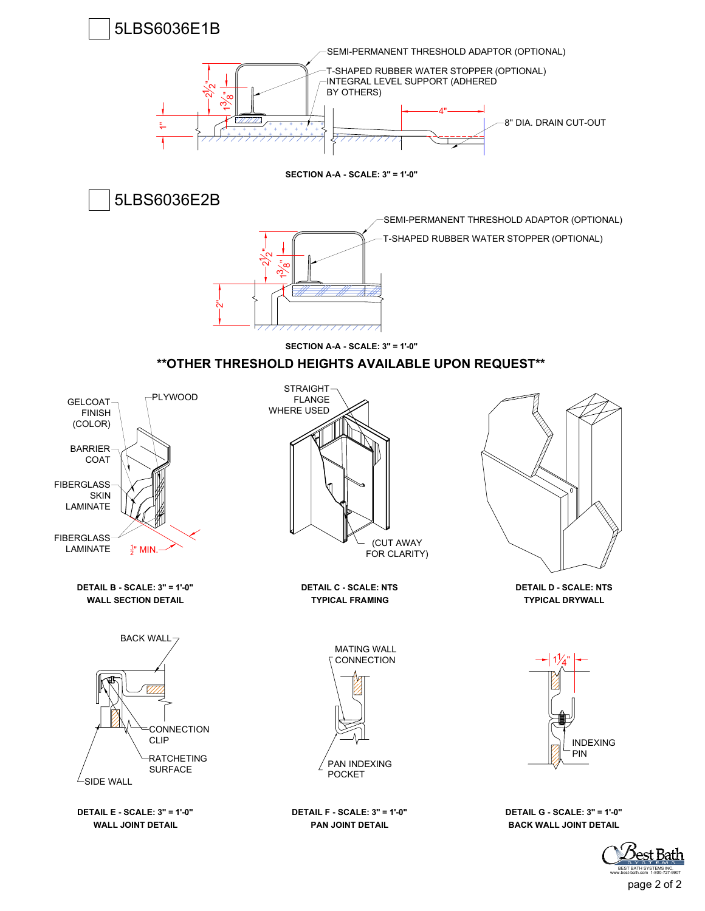☐ 5LBS6036E1B

SEMI-PERMANENT THRESHOLD ADAPTOR (OPTIONAL)

T-SHAPED RUBBER WATER STOPPER (OPTIONAL)

INTEGRAL LEVEL SUPPORT (ADHERED BY OTHERS)

8" DIA. DRAIN CUT-OUT

2½"

1⅜"

1"

4"

**SECTION A-A - SCALE: 3" = 1'-0"**

☐ 5LBS6036E2B

SEMI-PERMANENT THRESHOLD ADAPTOR (OPTIONAL)

T-SHAPED RUBBER WATER STOPPER (OPTIONAL)

2½"

1⅜"

2"

**SECTION A-A - SCALE: 3" = 1'-0"**

**\*\*OTHER THRESHOLD HEIGHTS AVAILABLE UPON REQUEST\*\***

GELCOAT FINISH (COLOR)

PLYWOOD

BARRIER COAT

FIBERGLASS SKIN LAMINATE

FIBERGLASS LAMINATE

½" MIN.

**DETAIL B - SCALE: 3" = 1'-0"**
**WALL SECTION DETAIL**

STRAIGHT FLANGE WHERE USED

(CUT AWAY FOR CLARITY)

**DETAIL C - SCALE: NTS**
**TYPICAL FRAMING**

**DETAIL D - SCALE: NTS**
**TYPICAL DRYWALL**

BACK WALL

CONNECTION CLIP

RATCHETING SURFACE

SIDE WALL

**DETAIL E - SCALE: 3" = 1'-0"**
**WALL JOINT DETAIL**

MATING WALL CONNECTION

PAN INDEXING POCKET

**DETAIL F - SCALE: 3" = 1'-0"**
**PAN JOINT DETAIL**

1¼"

INDEXING PIN

**DETAIL G - SCALE: 3" = 1'-0"**
**BACK WALL JOINT DETAIL**

Best Bath SYSTEMS
BEST BATH SYSTEMS INC.
www.best-bath.com 1-800-727-9907